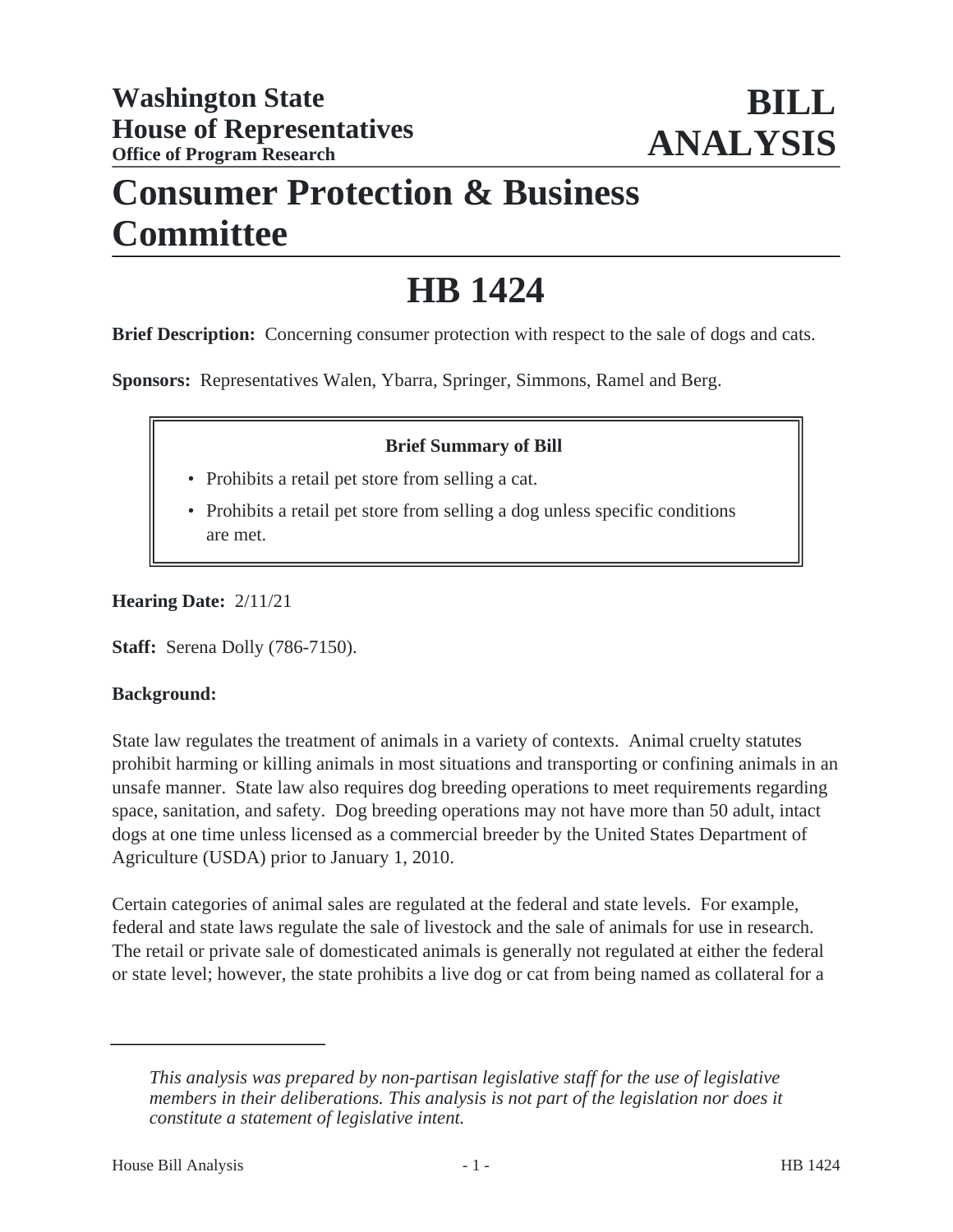# Washington State House of Representatives
**Office of Program Research**

# BILL ANALYSIS

# Consumer Protection & Business Committee

# HB 1424

**Brief Description:** Concerning consumer protection with respect to the sale of dogs and cats.

**Sponsors:** Representatives Walen, Ybarra, Springer, Simmons, Ramel and Berg.

> **Brief Summary of Bill**
>
> - Prohibits a retail pet store from selling a cat.
> - Prohibits a retail pet store from selling a dog unless specific conditions are met.

**Hearing Date:** 2/11/21

**Staff:** Serena Dolly (786-7150).

**Background:**

State law regulates the treatment of animals in a variety of contexts. Animal cruelty statutes prohibit harming or killing animals in most situations and transporting or confining animals in an unsafe manner. State law also requires dog breeding operations to meet requirements regarding space, sanitation, and safety. Dog breeding operations may not have more than 50 adult, intact dogs at one time unless licensed as a commercial breeder by the United States Department of Agriculture (USDA) prior to January 1, 2010.

Certain categories of animal sales are regulated at the federal and state levels. For example, federal and state laws regulate the sale of livestock and the sale of animals for use in research. The retail or private sale of domesticated animals is generally not regulated at either the federal or state level; however, the state prohibits a live dog or cat from being named as collateral for a

---

*This analysis was prepared by non-partisan legislative staff for the use of legislative members in their deliberations. This analysis is not part of the legislation nor does it constitute a statement of legislative intent.*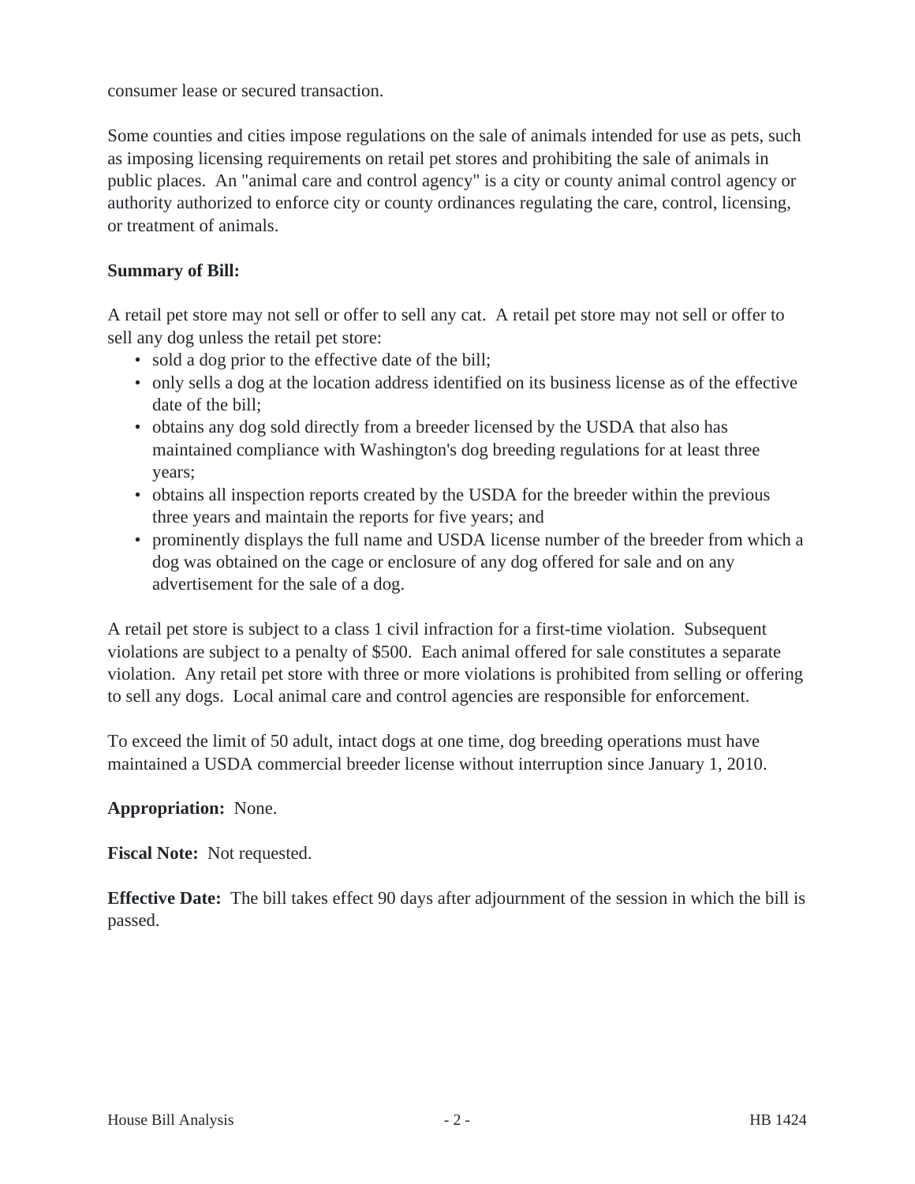consumer lease or secured transaction.

Some counties and cities impose regulations on the sale of animals intended for use as pets, such as imposing licensing requirements on retail pet stores and prohibiting the sale of animals in public places. An "animal care and control agency" is a city or county animal control agency or authority authorized to enforce city or county ordinances regulating the care, control, licensing, or treatment of animals.

**Summary of Bill:**

A retail pet store may not sell or offer to sell any cat. A retail pet store may not sell or offer to sell any dog unless the retail pet store:

- sold a dog prior to the effective date of the bill;
- only sells a dog at the location address identified on its business license as of the effective date of the bill;
- obtains any dog sold directly from a breeder licensed by the USDA that also has maintained compliance with Washington's dog breeding regulations for at least three years;
- obtains all inspection reports created by the USDA for the breeder within the previous three years and maintain the reports for five years; and
- prominently displays the full name and USDA license number of the breeder from which a dog was obtained on the cage or enclosure of any dog offered for sale and on any advertisement for the sale of a dog.

A retail pet store is subject to a class 1 civil infraction for a first-time violation. Subsequent violations are subject to a penalty of $500. Each animal offered for sale constitutes a separate violation. Any retail pet store with three or more violations is prohibited from selling or offering to sell any dogs. Local animal care and control agencies are responsible for enforcement.

To exceed the limit of 50 adult, intact dogs at one time, dog breeding operations must have maintained a USDA commercial breeder license without interruption since January 1, 2010.

**Appropriation:** None.

**Fiscal Note:** Not requested.

**Effective Date:** The bill takes effect 90 days after adjournment of the session in which the bill is passed.